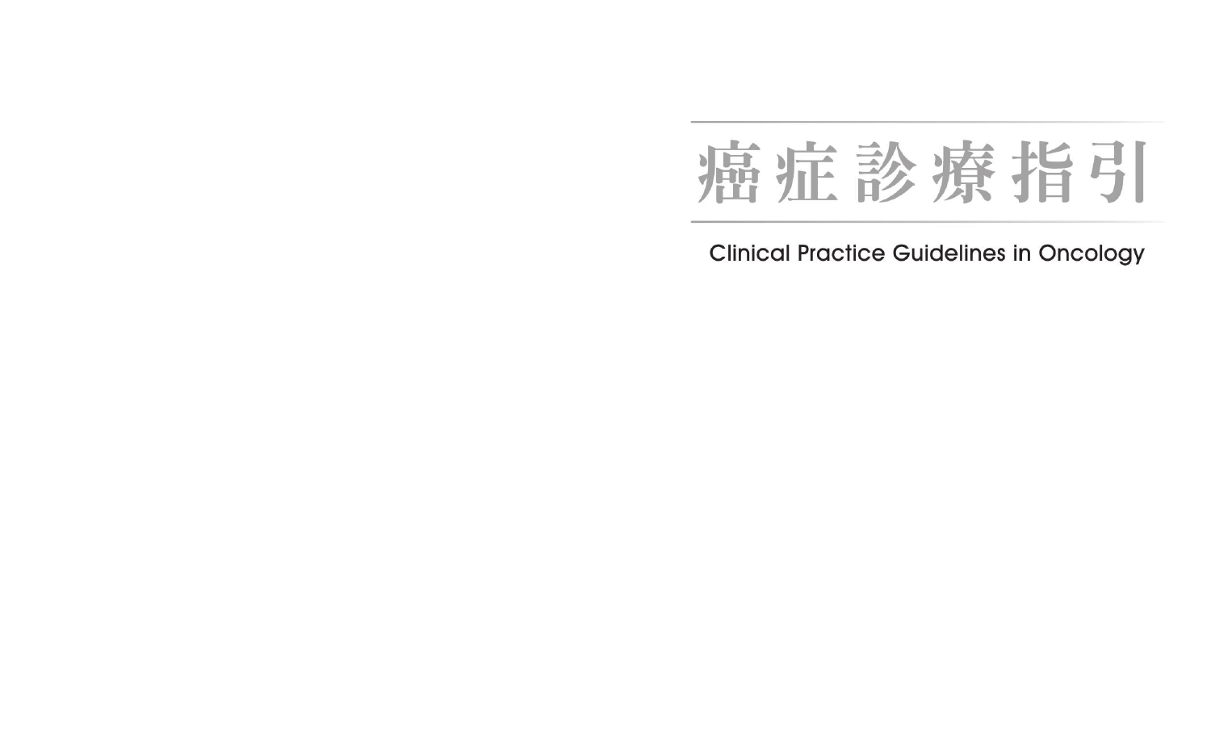# 癌症診療指引

Clinical Practice Guidelines in Oncology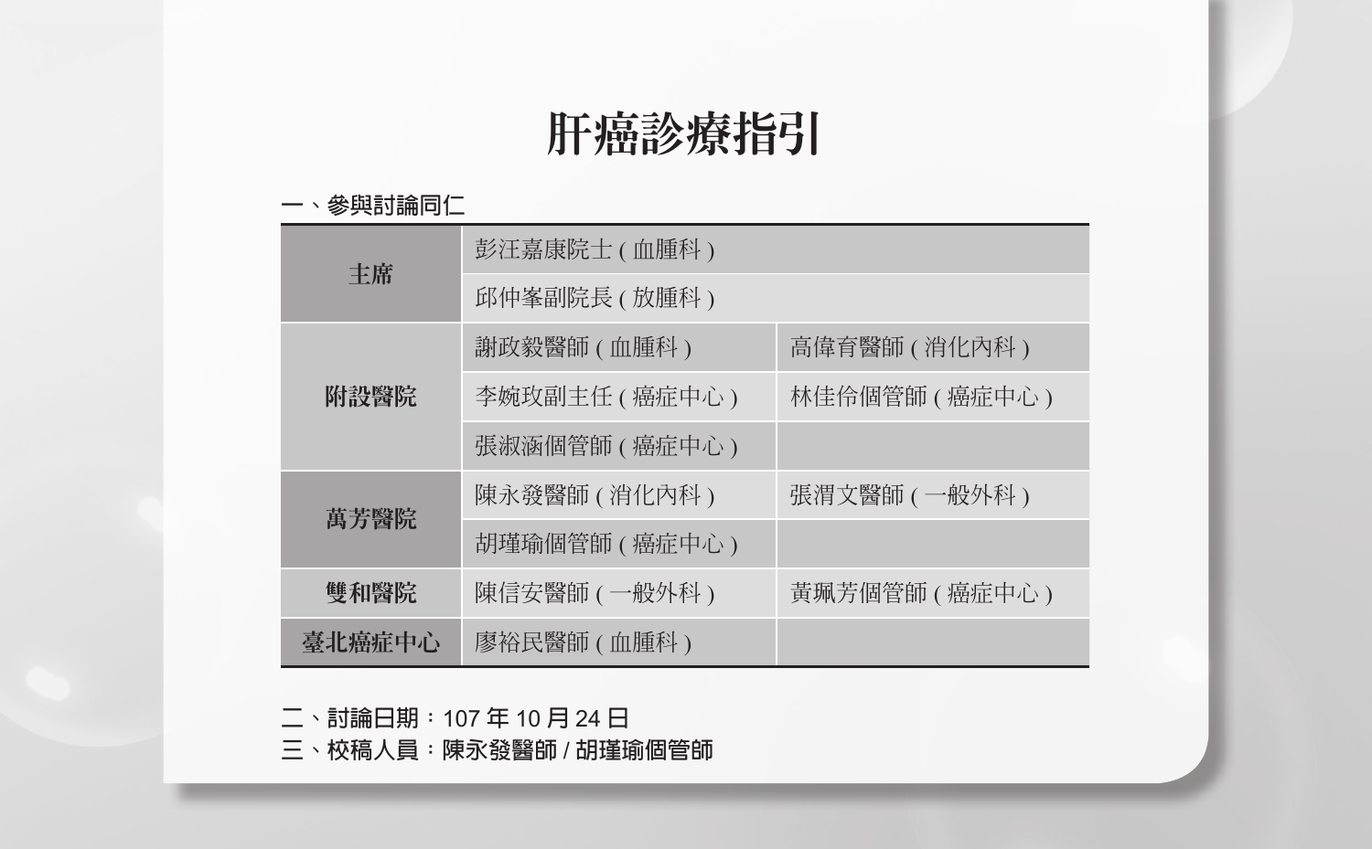# 肝癌診療指引

## 一、參與討論同仁

| | | |
|---|---|---|
| 主席 | 彭汪嘉康院士 ( 血腫科 ) | |
| | 邱仲峯副院長 ( 放腫科 ) | |
| 附設醫院 | 謝政毅醫師 ( 血腫科 ) | 高偉育醫師 ( 消化內科 ) |
| | 李婉玫副主任 ( 癌症中心 ) | 林佳伶個管師 ( 癌症中心 ) |
| | 張淑涵個管師 ( 癌症中心 ) | |
| 萬芳醫院 | 陳永發醫師 ( 消化內科 ) | 張渭文醫師 ( 一般外科 ) |
| | 胡瑾瑜個管師 ( 癌症中心 ) | |
| 雙和醫院 | 陳信安醫師 ( 一般外科 ) | 黃珮芳個管師 ( 癌症中心 ) |
| 臺北癌症中心 | 廖裕民醫師 ( 血腫科 ) | |

## 二、討論日期：107 年 10 月 24 日

## 三、校稿人員：陳永發醫師 / 胡瑾瑜個管師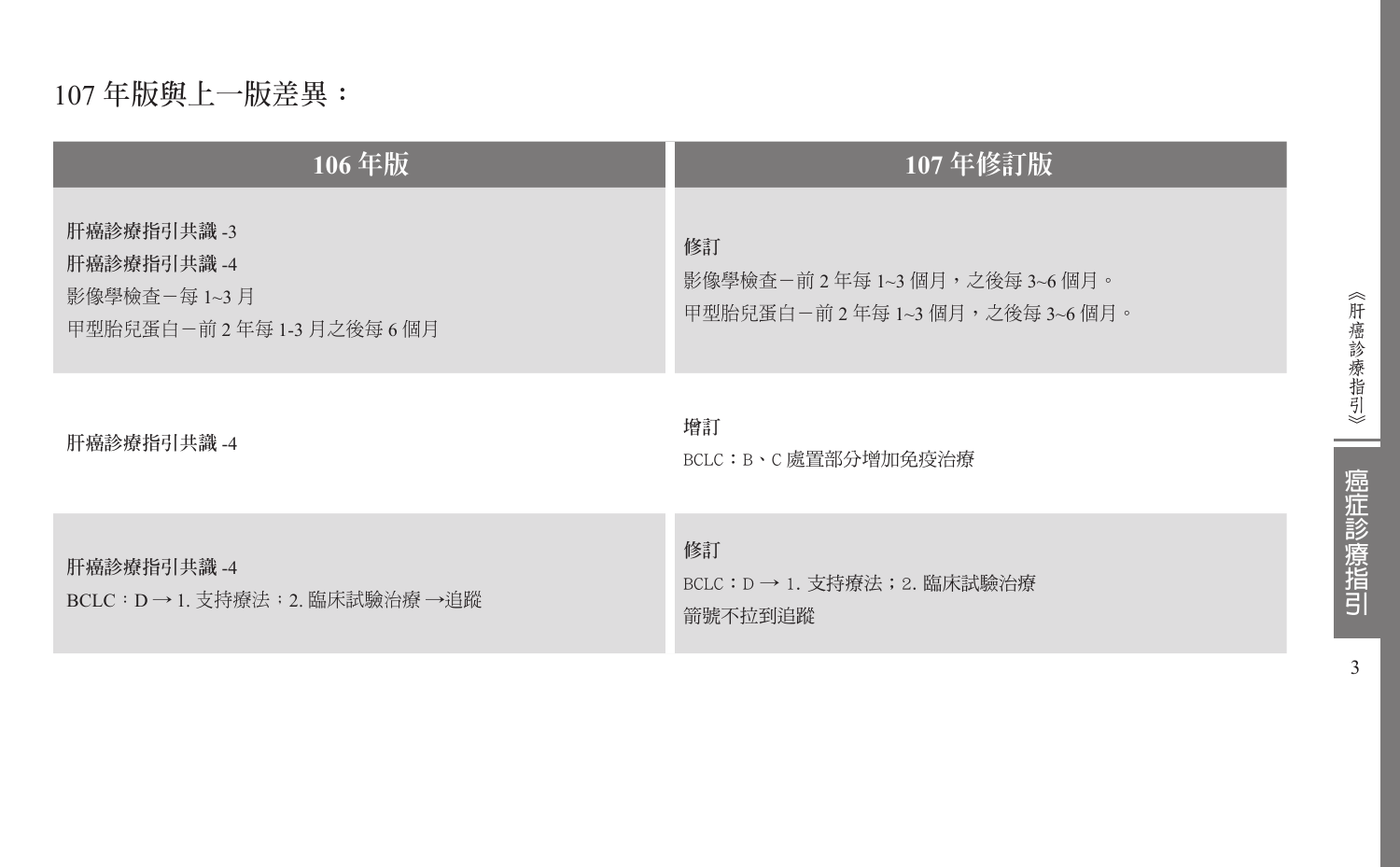107 年版與上一版差異：

| 106 年版 | 107 年修訂版 |
| --- | --- |
| 肝癌診療指引共識 -3<br>肝癌診療指引共識 -4<br>影像學檢查－每 1~3 月<br>甲型胎兒蛋白－前 2 年每 1-3 月之後每 6 個月 | 修訂<br>影像學檢查－前 2 年每 1~3 個月，之後每 3~6 個月。<br>甲型胎兒蛋白－前 2 年每 1~3 個月，之後每 3~6 個月。 |
| 肝癌診療指引共識 -4 | 增訂<br>BCLC：B、C 處置部分增加免疫治療 |
| 肝癌診療指引共識 -4<br>BCLC：D → 1. 支持療法；2. 臨床試驗治療 →追蹤 | 修訂<br>BCLC：D → 1. 支持療法；2. 臨床試驗治療<br>箭號不拉到追蹤 |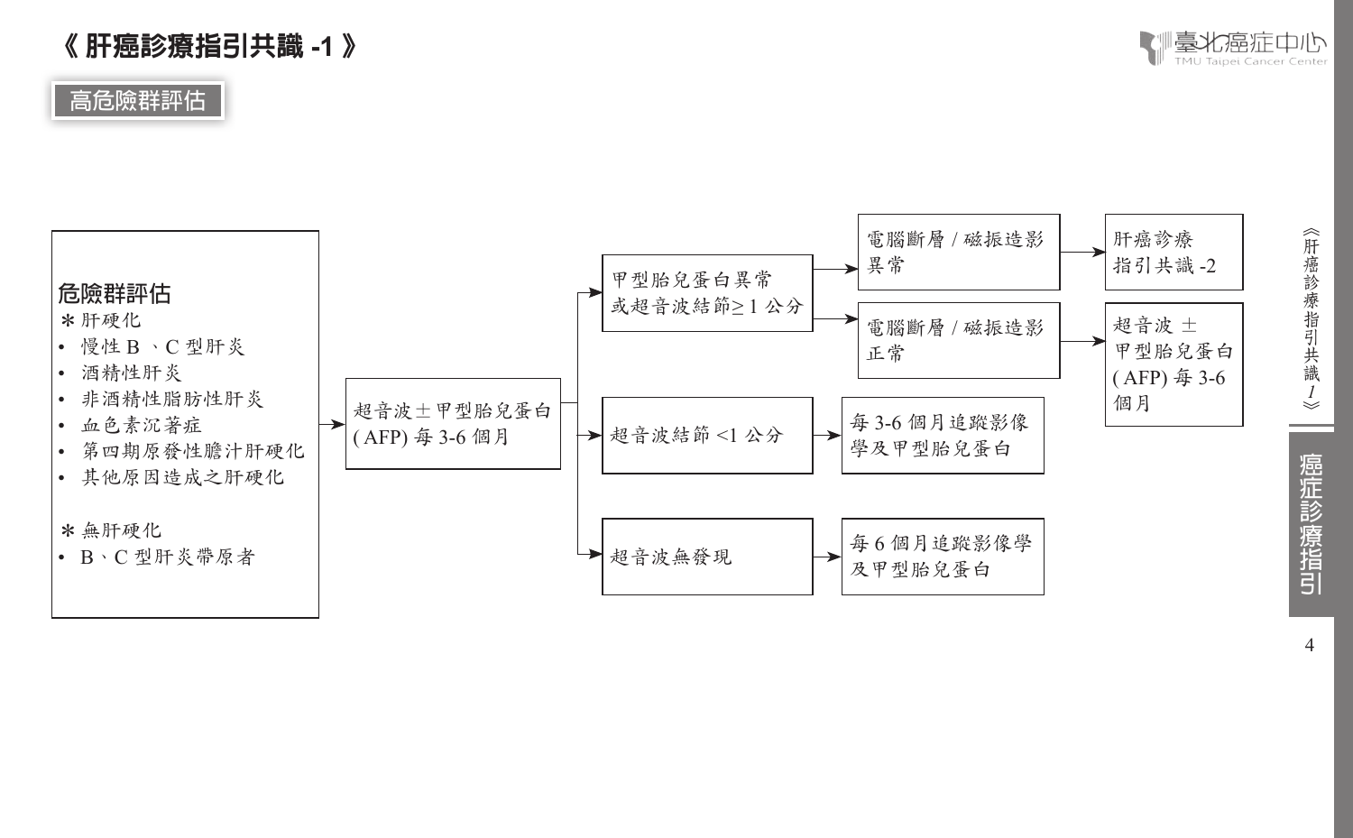# 《肝癌診療指引共識 -1》

## 高危險群評估

**危險群評估**

＊肝硬化

- 慢性 B 、C 型肝炎
- 酒精性肝炎
- 非酒精性脂肪性肝炎
- 血色素沉著症
- 第四期原發性膽汁肝硬化
- 其他原因造成之肝硬化

＊無肝硬化

- B、C 型肝炎帶原者

→ 超音波± 甲型胎兒蛋白 (AFP) 每 3-6 個月

- → 甲型胎兒蛋白異常或超音波結節≥ 1 公分
  - → 電腦斷層 / 磁振造影異常 → 肝癌診療指引共識 -2
  - → 電腦斷層 / 磁振造影正常 → 超音波 ± 甲型胎兒蛋白 (AFP) 每 3-6 個月
- → 超音波結節 <1 公分 → 每 3-6 個月追蹤影像學及甲型胎兒蛋白
- → 超音波無發現 → 每 6 個月追蹤影像學及甲型胎兒蛋白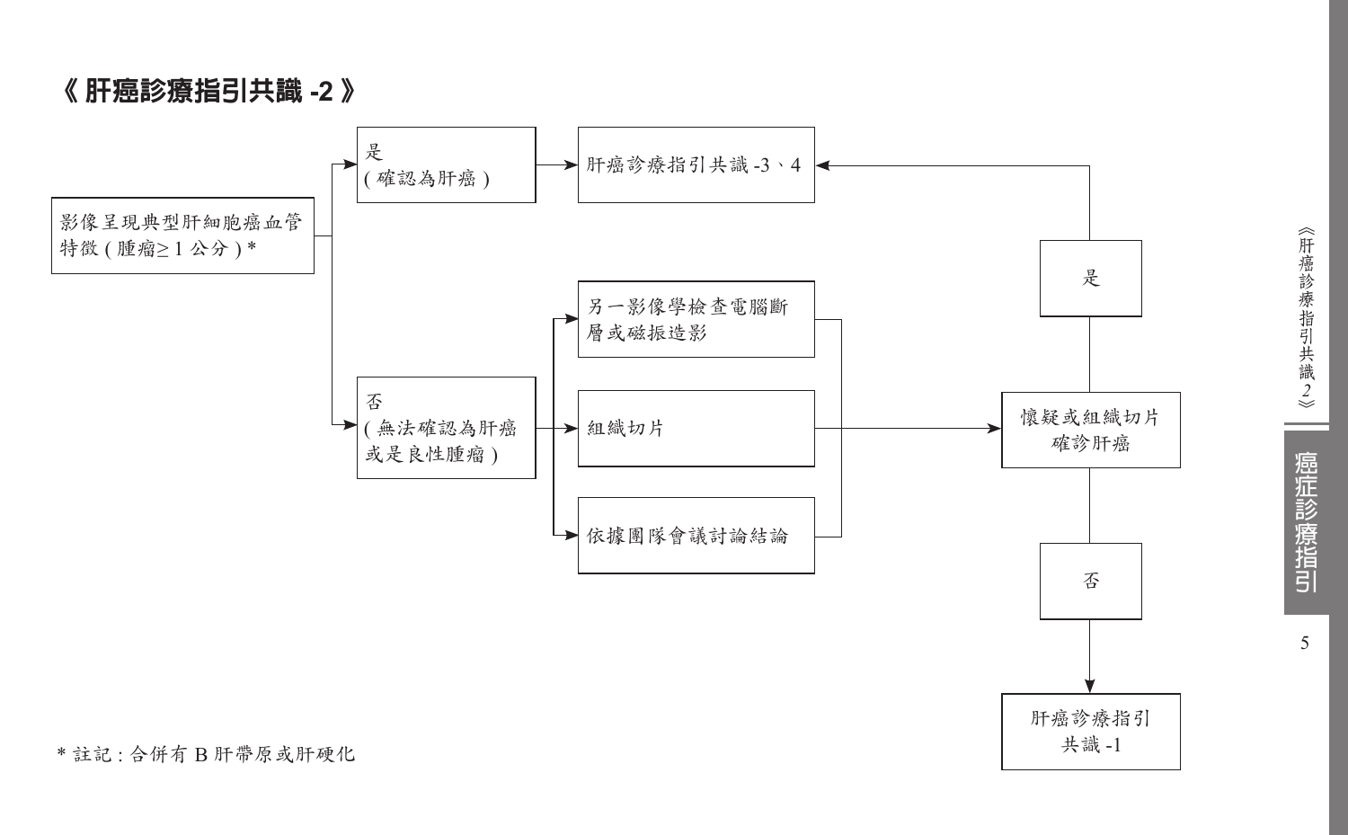# 《肝癌診療指引共識 -2》

影像呈現典型肝細胞癌血管特徵 ( 腫瘤≥ 1 公分 ) *

- 是 ( 確認為肝癌 ) → 肝癌診療指引共識 -3、4
- 否 ( 無法確認為肝癌或是良性腫瘤 ) →
  - 另一影像學檢查電腦斷層或磁振造影
  - 組織切片
  - 依據團隊會議討論結論

  → 懷疑或組織切片確診肝癌
  - 是 → 肝癌診療指引共識 -3、4
  - 否 → 肝癌診療指引共識 -1

* 註記 : 合併有 B 肝帶原或肝硬化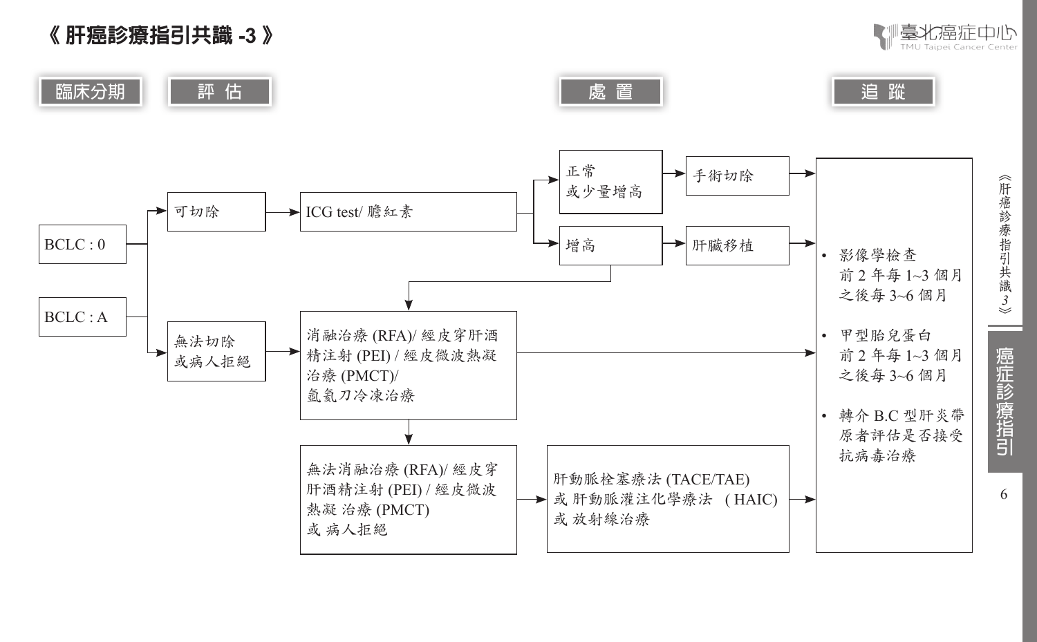# 《肝癌診療指引共識 -3》

**臨床分期** → **評估** → **處置** → **追蹤**

- BCLC : 0
- BCLC : A
  - 可切除 → ICG test/ 膽紅素
    - 正常或少量增高 → 手術切除 → 追蹤
    - 增高 → 肝臟移植 → 追蹤
    - 增高 → 消融治療 (RFA)/ 經皮穿肝酒精注射 (PEI) / 經皮微波熱凝治療 (PMCT)/ 氬氦刀冷凍治療
  - 無法切除或病人拒絕 → 消融治療 (RFA)/ 經皮穿肝酒精注射 (PEI) / 經皮微波熱凝治療 (PMCT)/ 氬氦刀冷凍治療 → 追蹤
    - 無法消融治療 (RFA)/ 經皮穿肝酒精注射 (PEI) / 經皮微波熱凝 治療 (PMCT) 或 病人拒絕 → 肝動脈栓塞療法 (TACE/TAE) 或 肝動脈灌注化學療法 ( HAIC) 或 放射線治療 → 追蹤

**追蹤：**

- 影像學檢查
  前 2 年每 1~3 個月
  之後每 3~6 個月
- 甲型胎兒蛋白
  前 2 年每 1~3 個月
  之後每 3~6 個月
- 轉介 B.C 型肝炎帶原者評估是否接受抗病毒治療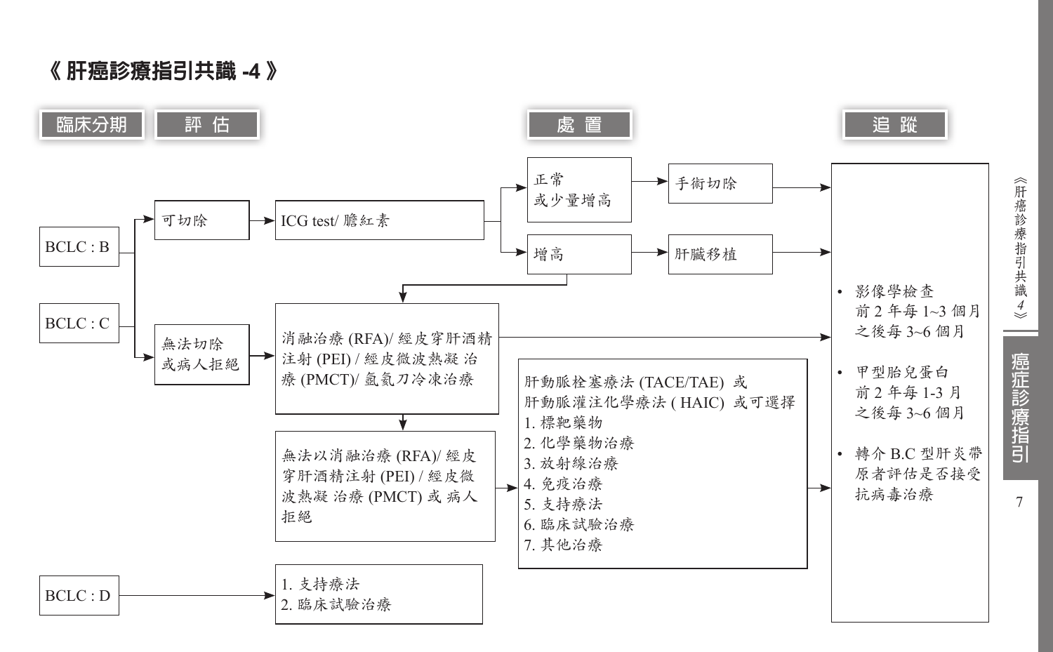# 《 肝癌診療指引共識 -4 》

**臨床分期** | **評估** | **處置** | **追蹤**

- BCLC : B
- BCLC : C
  - 可切除 → ICG test/ 膽紅素
    - 正常或少量增高 → 手術切除 → 追蹤
    - 增高 → 肝臟移植 → 追蹤
    - 增高 → 消融治療 (RFA)/ 經皮穿肝酒精注射 (PEI) / 經皮微波熱凝 治療 (PMCT)/ 氬氦刀冷凍治療
  - 無法切除或病人拒絕 → 消融治療 (RFA)/ 經皮穿肝酒精注射 (PEI) / 經皮微波熱凝 治療 (PMCT)/ 氬氦刀冷凍治療 → 追蹤
    - → 無法以消融治療 (RFA)/ 經皮穿肝酒精注射 (PEI) / 經皮微波熱凝 治療 (PMCT) 或 病人拒絕 → 肝動脈栓塞療法 (TACE/TAE) 或肝動脈灌注化學療法 ( HAIC) 或可選擇
      1. 標靶藥物
      2. 化學藥物治療
      3. 放射線治療
      4. 免疫治療
      5. 支持療法
      6. 臨床試驗治療
      7. 其他治療

      → 追蹤
- BCLC : D → 1. 支持療法 2. 臨床試驗治療

**追蹤：**

- 影像學檢查
  前 2 年每 1~3 個月
  之後每 3~6 個月
- 甲型胎兒蛋白
  前 2 年每 1-3 月
  之後每 3~6 個月
- 轉介 B.C 型肝炎帶原者評估是否接受抗病毒治療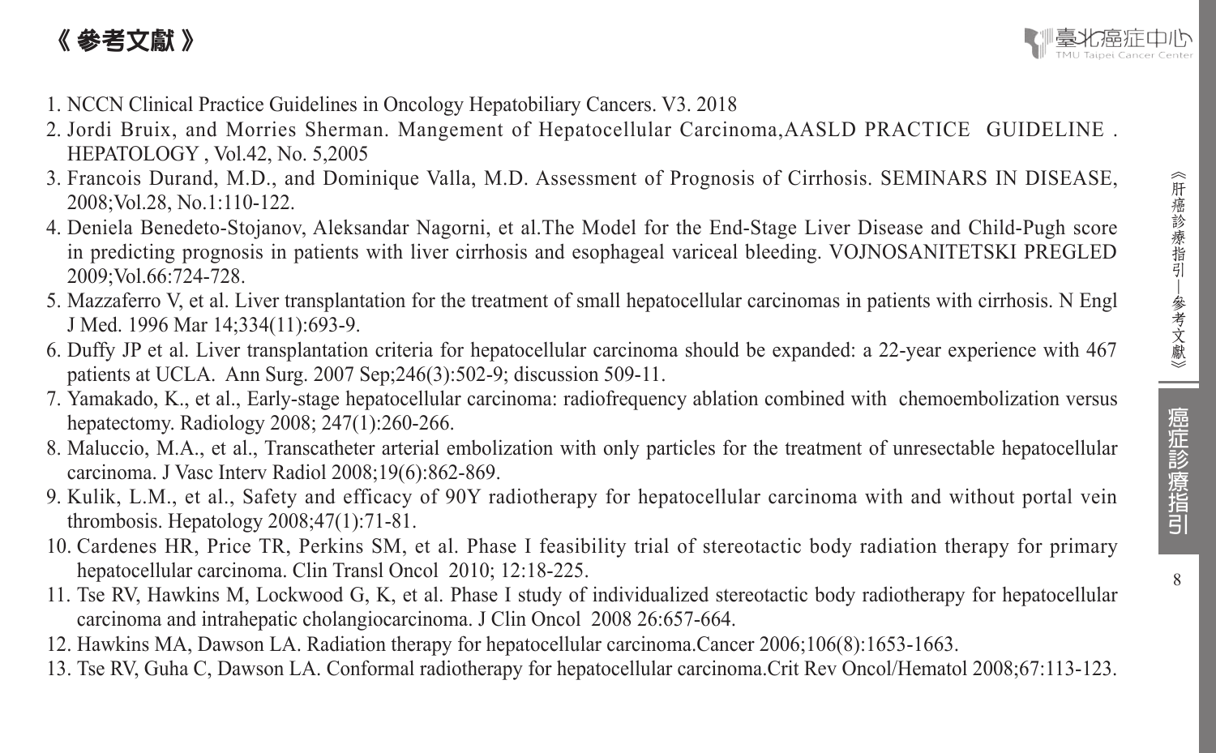# 《參考文獻》

1. NCCN Clinical Practice Guidelines in Oncology Hepatobiliary Cancers. V3. 2018
2. Jordi Bruix, and Morries Sherman. Mangement of Hepatocellular Carcinoma,AASLD PRACTICE GUIDELINE . HEPATOLOGY , Vol.42, No. 5,2005
3. Francois Durand, M.D., and Dominique Valla, M.D. Assessment of Prognosis of Cirrhosis. SEMINARS IN DISEASE, 2008;Vol.28, No.1:110-122.
4. Deniela Benedeto-Stojanov, Aleksandar Nagorni, et al.The Model for the End-Stage Liver Disease and Child-Pugh score in predicting prognosis in patients with liver cirrhosis and esophageal variceal bleeding. VOJNOSANITETSKI PREGLED 2009;Vol.66:724-728.
5. Mazzaferro V, et al. Liver transplantation for the treatment of small hepatocellular carcinomas in patients with cirrhosis. N Engl J Med. 1996 Mar 14;334(11):693-9.
6. Duffy JP et al. Liver transplantation criteria for hepatocellular carcinoma should be expanded: a 22-year experience with 467 patients at UCLA. Ann Surg. 2007 Sep;246(3):502-9; discussion 509-11.
7. Yamakado, K., et al., Early-stage hepatocellular carcinoma: radiofrequency ablation combined with chemoembolization versus hepatectomy. Radiology 2008; 247(1):260-266.
8. Maluccio, M.A., et al., Transcatheter arterial embolization with only particles for the treatment of unresectable hepatocellular carcinoma. J Vasc Interv Radiol 2008;19(6):862-869.
9. Kulik, L.M., et al., Safety and efficacy of 90Y radiotherapy for hepatocellular carcinoma with and without portal vein thrombosis. Hepatology 2008;47(1):71-81.
10. Cardenes HR, Price TR, Perkins SM, et al. Phase I feasibility trial of stereotactic body radiation therapy for primary hepatocellular carcinoma. Clin Transl Oncol 2010; 12:18-225.
11. Tse RV, Hawkins M, Lockwood G, K, et al. Phase I study of individualized stereotactic body radiotherapy for hepatocellular carcinoma and intrahepatic cholangiocarcinoma. J Clin Oncol 2008 26:657-664.
12. Hawkins MA, Dawson LA. Radiation therapy for hepatocellular carcinoma.Cancer 2006;106(8):1653-1663.
13. Tse RV, Guha C, Dawson LA. Conformal radiotherapy for hepatocellular carcinoma.Crit Rev Oncol/Hematol 2008;67:113-123.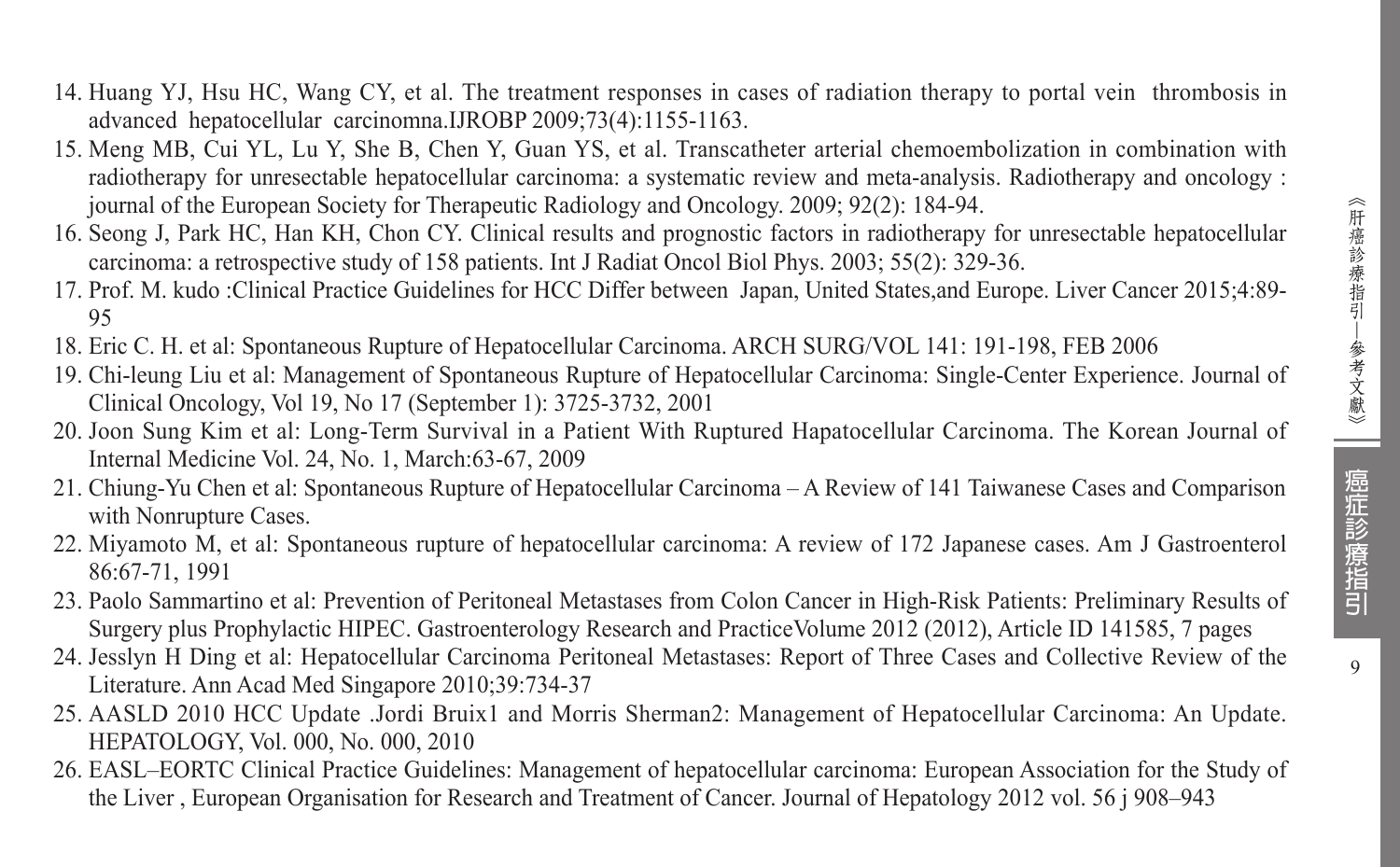14. Huang YJ, Hsu HC, Wang CY, et al. The treatment responses in cases of radiation therapy to portal vein thrombosis in advanced hepatocellular carcinomna.IJROBP 2009;73(4):1155-1163.
15. Meng MB, Cui YL, Lu Y, She B, Chen Y, Guan YS, et al. Transcatheter arterial chemoembolization in combination with radiotherapy for unresectable hepatocellular carcinoma: a systematic review and meta-analysis. Radiotherapy and oncology : journal of the European Society for Therapeutic Radiology and Oncology. 2009; 92(2): 184-94.
16. Seong J, Park HC, Han KH, Chon CY. Clinical results and prognostic factors in radiotherapy for unresectable hepatocellular carcinoma: a retrospective study of 158 patients. Int J Radiat Oncol Biol Phys. 2003; 55(2): 329-36.
17. Prof. M. kudo :Clinical Practice Guidelines for HCC Differ between Japan, United States,and Europe. Liver Cancer 2015;4:89-95
18. Eric C. H. et al: Spontaneous Rupture of Hepatocellular Carcinoma. ARCH SURG/VOL 141: 191-198, FEB 2006
19. Chi-leung Liu et al: Management of Spontaneous Rupture of Hepatocellular Carcinoma: Single-Center Experience. Journal of Clinical Oncology, Vol 19, No 17 (September 1): 3725-3732, 2001
20. Joon Sung Kim et al: Long-Term Survival in a Patient With Ruptured Hapatocellular Carcinoma. The Korean Journal of Internal Medicine Vol. 24, No. 1, March:63-67, 2009
21. Chiung-Yu Chen et al: Spontaneous Rupture of Hepatocellular Carcinoma – A Review of 141 Taiwanese Cases and Comparison with Nonrupture Cases.
22. Miyamoto M, et al: Spontaneous rupture of hepatocellular carcinoma: A review of 172 Japanese cases. Am J Gastroenterol 86:67-71, 1991
23. Paolo Sammartino et al: Prevention of Peritoneal Metastases from Colon Cancer in High-Risk Patients: Preliminary Results of Surgery plus Prophylactic HIPEC. Gastroenterology Research and PracticeVolume 2012 (2012), Article ID 141585, 7 pages
24. Jesslyn H Ding et al: Hepatocellular Carcinoma Peritoneal Metastases: Report of Three Cases and Collective Review of the Literature. Ann Acad Med Singapore 2010;39:734-37
25. AASLD 2010 HCC Update .Jordi Bruix1 and Morris Sherman2: Management of Hepatocellular Carcinoma: An Update. HEPATOLOGY, Vol. 000, No. 000, 2010
26. EASL–EORTC Clinical Practice Guidelines: Management of hepatocellular carcinoma: European Association for the Study of the Liver , European Organisation for Research and Treatment of Cancer. Journal of Hepatology 2012 vol. 56 j 908–943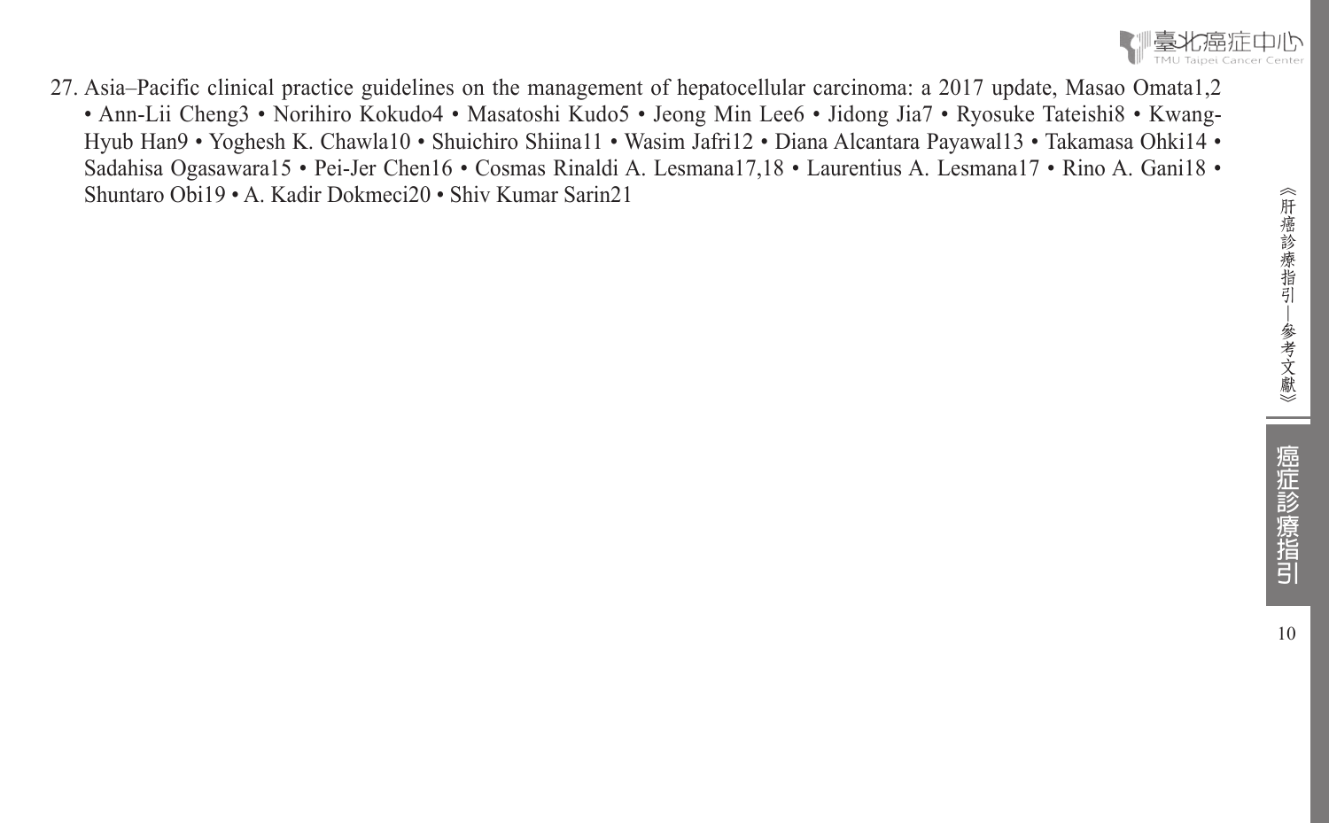27. Asia–Pacific clinical practice guidelines on the management of hepatocellular carcinoma: a 2017 update, Masao Omata[1,2] • Ann-Lii Cheng[3] • Norihiro Kokudo[4] • Masatoshi Kudo[5] • Jeong Min Lee[6] • Jidong Jia[7] • Ryosuke Tateishi[8] • Kwang-Hyub Han[9] • Yoghesh K. Chawla[10] • Shuichiro Shiina[11] • Wasim Jafri[12] • Diana Alcantara Payawal[13] • Takamasa Ohki[14] • Sadahisa Ogasawara[15] • Pei-Jer Chen[16] • Cosmas Rinaldi A. Lesmana[17,18] • Laurentius A. Lesmana[17] • Rino A. Gani[18] • Shuntaro Obi[19] • A. Kadir Dokmeci[20] • Shiv Kumar Sarin[21]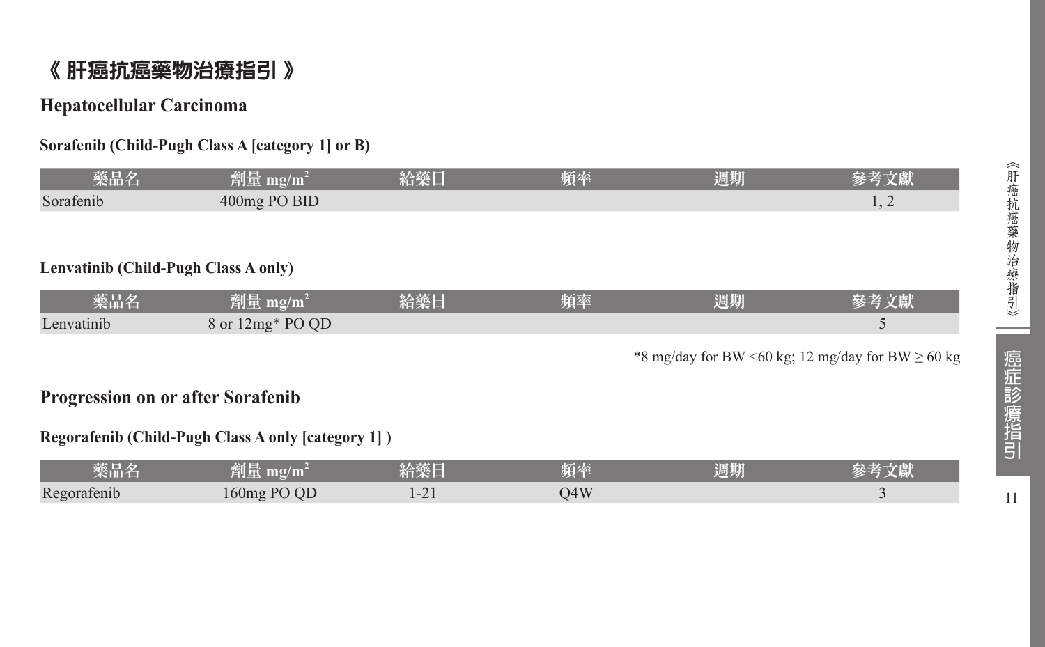# 《 肝癌抗癌藥物治療指引 》

## Hepatocellular Carcinoma

### Sorafenib (Child-Pugh Class A [category 1] or B)

| 藥品名 | 劑量 mg/m$^2$ | 給藥日 | 頻率 | 週期 | 參考文獻 |
|---|---|---|---|---|---|
| Sorafenib | 400mg PO BID | | | | 1, 2 |

### Lenvatinib (Child-Pugh Class A only)

| 藥品名 | 劑量 mg/m$^2$ | 給藥日 | 頻率 | 週期 | 參考文獻 |
|---|---|---|---|---|---|
| Lenvatinib | 8 or 12mg* PO QD | | | | 5 |

*8 mg/day for BW <60 kg; 12 mg/day for BW ≥ 60 kg

## Progression on or after Sorafenib

### Regorafenib (Child-Pugh Class A only [category 1] )

| 藥品名 | 劑量 mg/m$^2$ | 給藥日 | 頻率 | 週期 | 參考文獻 |
|---|---|---|---|---|---|
| Regorafenib | 160mg PO QD | 1-21 | Q4W | | 3 |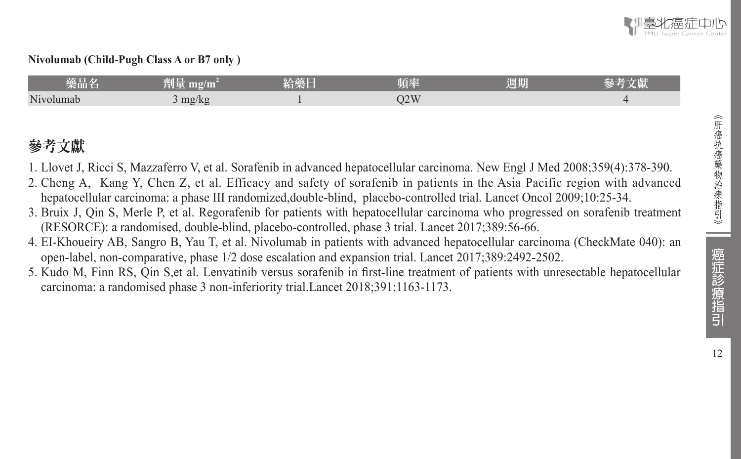**Nivolumab (Child-Pugh Class A or B7 only )**

| 藥品名 | 劑量 $mg/m^2$ | 給藥日 | 頻率 | 週期 | 參考文獻 |
|---|---|---|---|---|---|
| Nivolumab | 3 mg/kg | 1 | Q2W | | 4 |

## 參考文獻

1. Llovet J, Ricci S, Mazzaferro V, et al. Sorafenib in advanced hepatocellular carcinoma. New Engl J Med 2008;359(4):378-390.
2. Cheng A, Kang Y, Chen Z, et al. Efficacy and safety of sorafenib in patients in the Asia Pacific region with advanced hepatocellular carcinoma: a phase III randomized,double-blind, placebo-controlled trial. Lancet Oncol 2009;10:25-34.
3. Bruix J, Qin S, Merle P, et al. Regorafenib for patients with hepatocellular carcinoma who progressed on sorafenib treatment (RESORCE): a randomised, double-blind, placebo-controlled, phase 3 trial. Lancet 2017;389:56-66.
4. EI-Khoueiry AB, Sangro B, Yau T, et al. Nivolumab in patients with advanced hepatocellular carcinoma (CheckMate 040): an open-label, non-comparative, phase 1/2 dose escalation and expansion trial. Lancet 2017;389:2492-2502.
5. Kudo M, Finn RS, Qin S,et al. Lenvatinib versus sorafenib in first-line treatment of patients with unresectable hepatocellular carcinoma: a randomised phase 3 non-inferiority trial.Lancet 2018;391:1163-1173.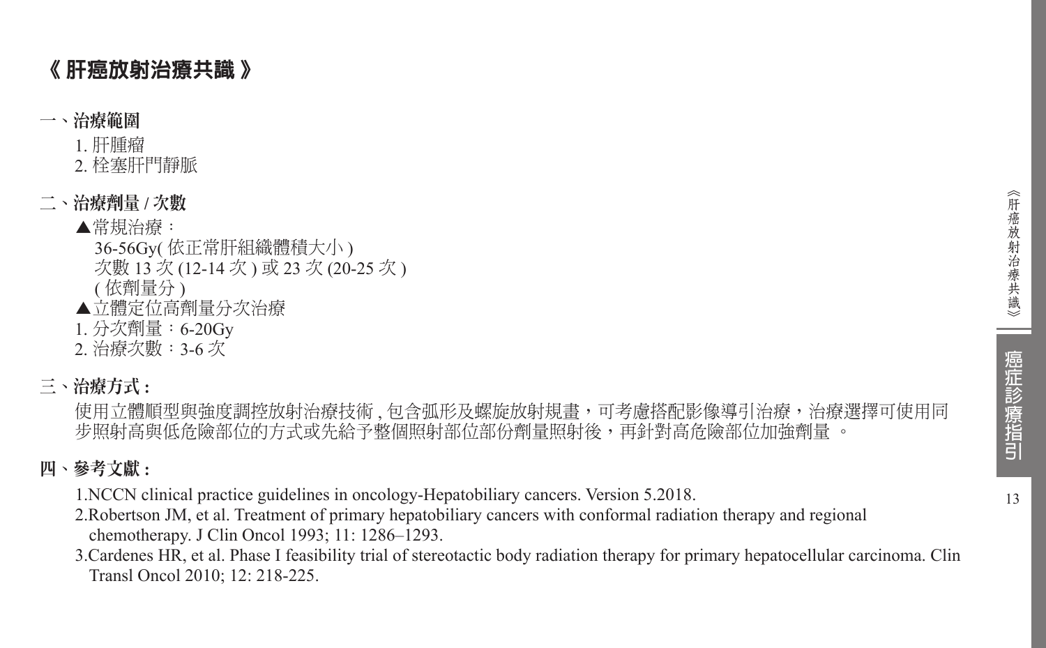# 《 肝癌放射治療共識 》

## 一、治療範圍

1. 肝腫瘤
2. 栓塞肝門靜脈

## 二、治療劑量 / 次數

▲常規治療：
36-56Gy( 依正常肝組織體積大小 )
次數 13 次 (12-14 次 ) 或 23 次 (20-25 次 )
( 依劑量分 )

▲立體定位高劑量分次治療

1. 分次劑量：6-20Gy
2. 治療次數：3-6 次

## 三、治療方式 :

使用立體順型與強度調控放射治療技術 , 包含弧形及螺旋放射規畫，可考慮搭配影像導引治療，治療選擇可使用同步照射高與低危險部位的方式或先給予整個照射部位部份劑量照射後，再針對高危險部位加強劑量 。

## 四、參考文獻 :

1.NCCN clinical practice guidelines in oncology-Hepatobiliary cancers. Version 5.2018.
2.Robertson JM, et al. Treatment of primary hepatobiliary cancers with conformal radiation therapy and regional chemotherapy. J Clin Oncol 1993; 11: 1286–1293.
3.Cardenes HR, et al. Phase I feasibility trial of stereotactic body radiation therapy for primary hepatocellular carcinoma. Clin Transl Oncol 2010; 12: 218-225.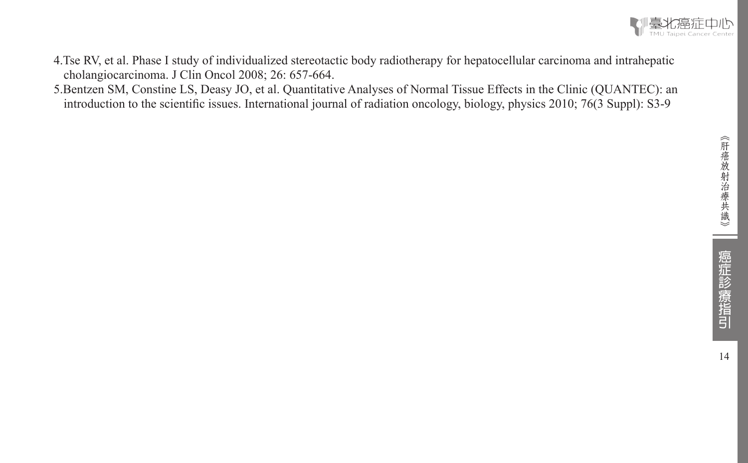4. Tse RV, et al. Phase I study of individualized stereotactic body radiotherapy for hepatocellular carcinoma and intrahepatic cholangiocarcinoma. J Clin Oncol 2008; 26: 657-664.
5. Bentzen SM, Constine LS, Deasy JO, et al. Quantitative Analyses of Normal Tissue Effects in the Clinic (QUANTEC): an introduction to the scientific issues. International journal of radiation oncology, biology, physics 2010; 76(3 Suppl): S3-9